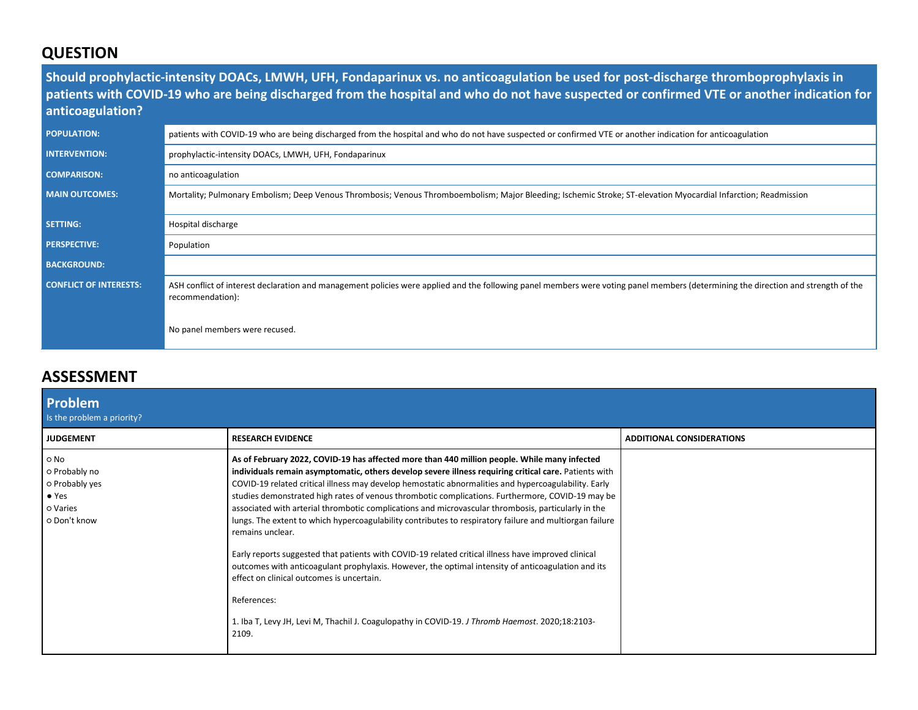## QUESTION

| Should prophylactic-intensity DOACs, LMWH, UFH, Fondaparinux vs. no anticoagulation be used for post-discharge thromboprophylaxis in patients with COVID-19 who are being discharged from the hospital and who do not have suspected or confirmed VTE or another indication for anticoagulation? | |
|---|---|
| **POPULATION:** | patients with COVID-19 who are being discharged from the hospital and who do not have suspected or confirmed VTE or another indication for anticoagulation |
| **INTERVENTION:** | prophylactic-intensity DOACs, LMWH, UFH, Fondaparinux |
| **COMPARISON:** | no anticoagulation |
| **MAIN OUTCOMES:** | Mortality; Pulmonary Embolism; Deep Venous Thrombosis; Venous Thromboembolism; Major Bleeding; Ischemic Stroke; ST-elevation Myocardial Infarction; Readmission |
| **SETTING:** | Hospital discharge |
| **PERSPECTIVE:** | Population |
| **BACKGROUND:** | |
| **CONFLICT OF INTERESTS:** | ASH conflict of interest declaration and management policies were applied and the following panel members were voting panel members (determining the direction and strength of the recommendation):<br><br>No panel members were recused. |

## ASSESSMENT

### Problem
Is the problem a priority?

| JUDGEMENT | RESEARCH EVIDENCE | ADDITIONAL CONSIDERATIONS |
|---|---|---|
| ○ No<br>○ Probably no<br>○ Probably yes<br>● Yes<br>○ Varies<br>○ Don't know | **As of February 2022, COVID-19 has affected more than 440 million people. While many infected individuals remain asymptomatic, others develop severe illness requiring critical care.** Patients with COVID-19 related critical illness may develop hemostatic abnormalities and hypercoagulability. Early studies demonstrated high rates of venous thrombotic complications. Furthermore, COVID-19 may be associated with arterial thrombotic complications and microvascular thrombosis, particularly in the lungs. The extent to which hypercoagulability contributes to respiratory failure and multiorgan failure remains unclear.<br><br>Early reports suggested that patients with COVID-19 related critical illness have improved clinical outcomes with anticoagulant prophylaxis. However, the optimal intensity of anticoagulation and its effect on clinical outcomes is uncertain.<br><br>References:<br><br>1. Iba T, Levy JH, Levi M, Thachil J. Coagulopathy in COVID-19. *J Thromb Haemost*. 2020;18:2103-2109. | |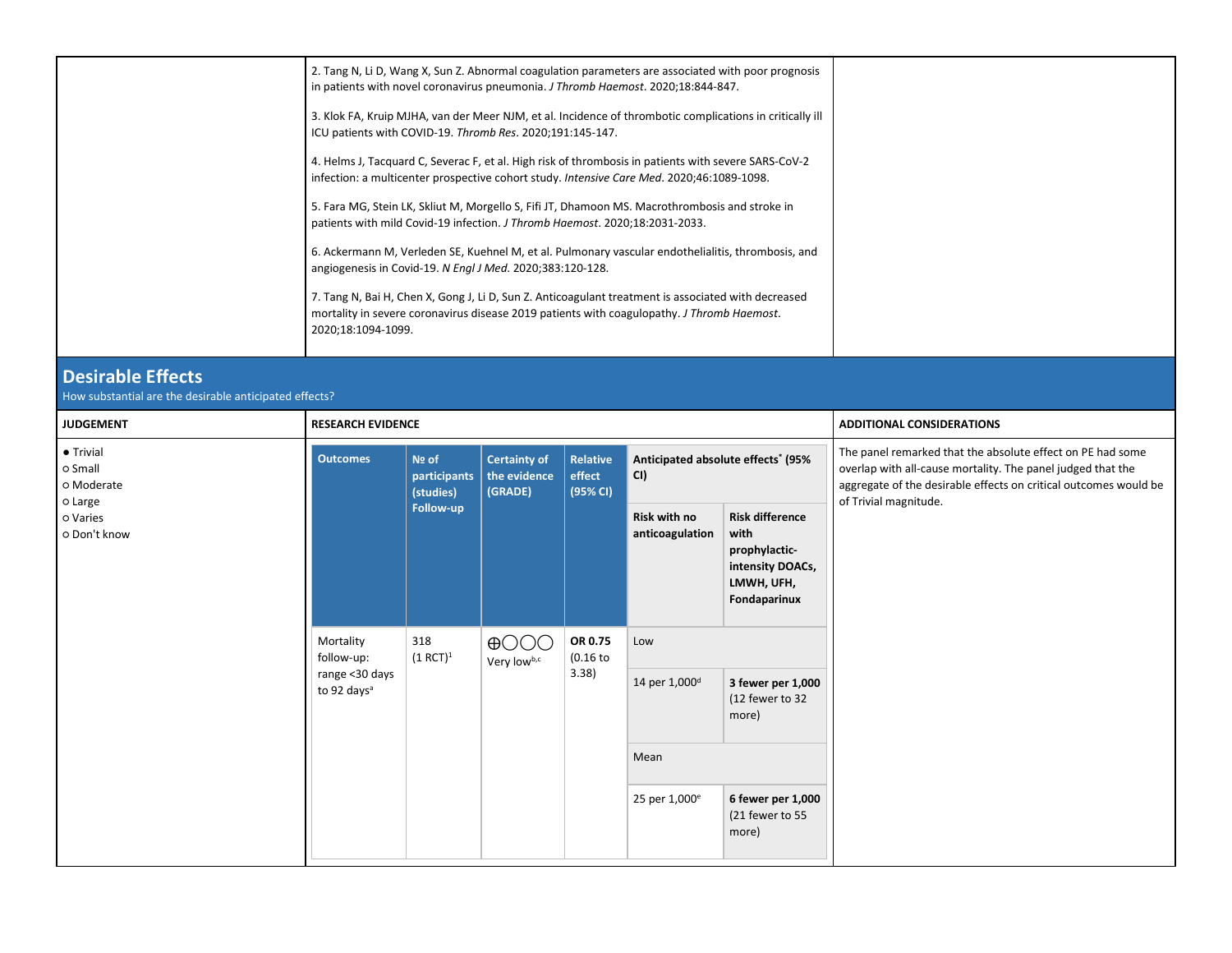2. Tang N, Li D, Wang X, Sun Z. Abnormal coagulation parameters are associated with poor prognosis in patients with novel coronavirus pneumonia. *J Thromb Haemost*. 2020;18:844-847.

3. Klok FA, Kruip MJHA, van der Meer NJM, et al. Incidence of thrombotic complications in critically ill ICU patients with COVID-19. *Thromb Res*. 2020;191:145-147.

4. Helms J, Tacquard C, Severac F, et al. High risk of thrombosis in patients with severe SARS-CoV-2 infection: a multicenter prospective cohort study. *Intensive Care Med*. 2020;46:1089-1098.

5. Fara MG, Stein LK, Skliut M, Morgello S, Fifi JT, Dhamoon MS. Macrothrombosis and stroke in patients with mild Covid-19 infection. *J Thromb Haemost*. 2020;18:2031-2033.

6. Ackermann M, Verleden SE, Kuehnel M, et al. Pulmonary vascular endothelialitis, thrombosis, and angiogenesis in Covid-19. *N Engl J Med*. 2020;383:120-128.

7. Tang N, Bai H, Chen X, Gong J, Li D, Sun Z. Anticoagulant treatment is associated with decreased mortality in severe coronavirus disease 2019 patients with coagulopathy. *J Thromb Haemost*. 2020;18:1094-1099.

## Desirable Effects

How substantial are the desirable anticipated effects?

**JUDGEMENT**

- ● Trivial
- ○ Small
- ○ Moderate
- ○ Large
- ○ Varies
- ○ Don't know

**RESEARCH EVIDENCE**

| Outcomes | № of participants (studies) Follow-up | Certainty of the evidence (GRADE) | Relative effect (95% CI) | Anticipated absolute effects[*] (95% CI) | |
|---|---|---|---|---|---|
| | | | | Risk with no anticoagulation | Risk difference with prophylactic-intensity DOACs, LMWH, UFH, Fondaparinux |
| Mortality follow-up: range <30 days to 92 days[a] | 318 (1 RCT)[1] | ⊕◯◯◯ Very low[b,c] | **OR 0.75** (0.16 to 3.38) | Low | |
| | | | | 14 per 1,000[d] | **3 fewer per 1,000** (12 fewer to 32 more) |
| | | | | Mean | |
| | | | | 25 per 1,000[e] | **6 fewer per 1,000** (21 fewer to 55 more) |

**ADDITIONAL CONSIDERATIONS**

The panel remarked that the absolute effect on PE had some overlap with all-cause mortality. The panel judged that the aggregate of the desirable effects on critical outcomes would be of Trivial magnitude.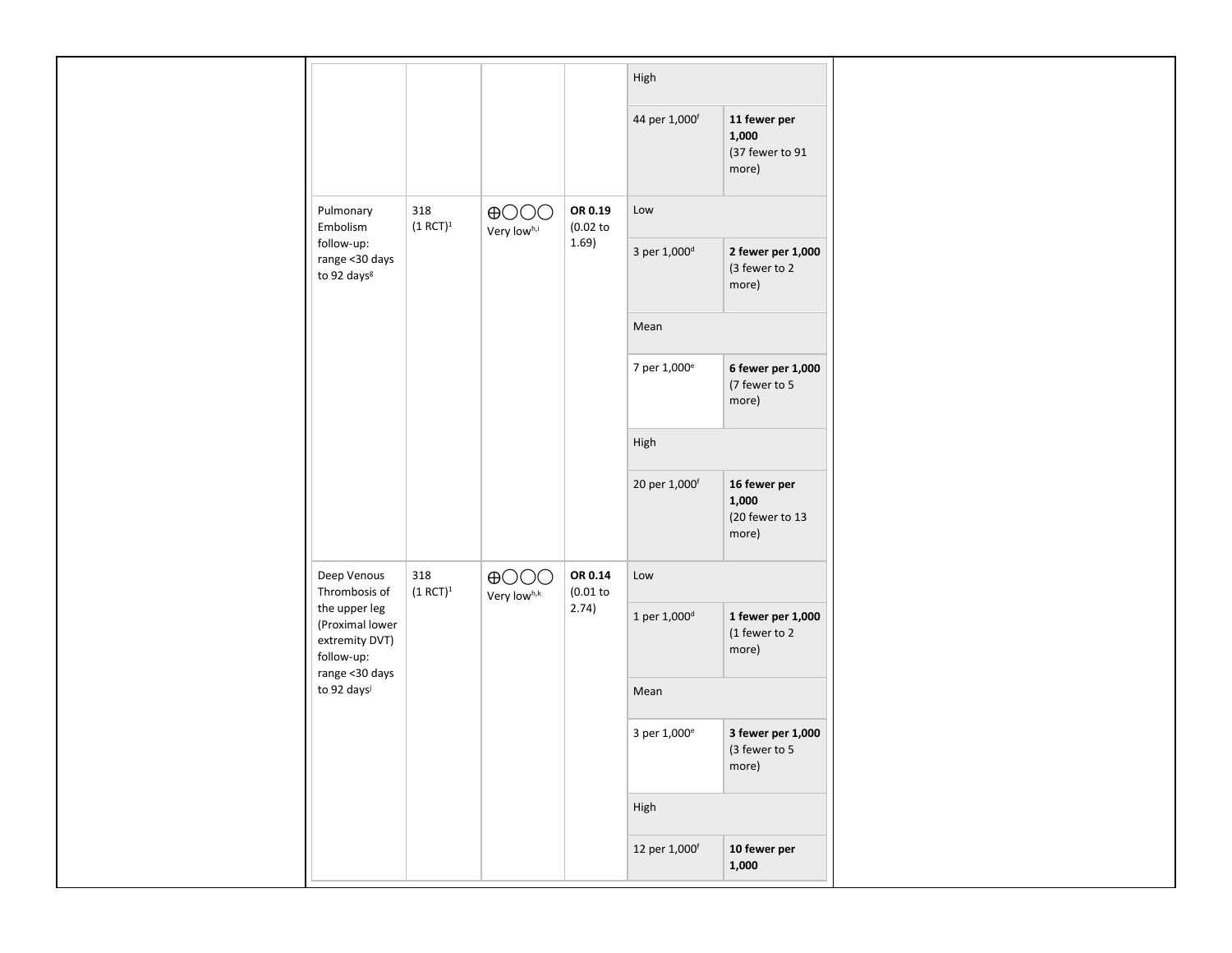| | | | | | |
|---|---|---|---|---|---|
| | | | | High | |
| | | | | 44 per 1,000[f] | **11 fewer per 1,000** (37 fewer to 91 more) |
| Pulmonary Embolism follow-up: range <30 days to 92 days[g] | 318 (1 RCT)[1] | ⨁◯◯◯ Very low[h,i] | **OR 0.19** (0.02 to 1.69) | Low | |
| | | | | 3 per 1,000[d] | **2 fewer per 1,000** (3 fewer to 2 more) |
| | | | | Mean | |
| | | | | 7 per 1,000[e] | **6 fewer per 1,000** (7 fewer to 5 more) |
| | | | | High | |
| | | | | 20 per 1,000[f] | **16 fewer per 1,000** (20 fewer to 13 more) |
| Deep Venous Thrombosis of the upper leg (Proximal lower extremity DVT) follow-up: range <30 days to 92 days[j] | 318 (1 RCT)[1] | ⨁◯◯◯ Very low[h,k] | **OR 0.14** (0.01 to 2.74) | Low | |
| | | | | 1 per 1,000[d] | **1 fewer per 1,000** (1 fewer to 2 more) |
| | | | | Mean | |
| | | | | 3 per 1,000[e] | **3 fewer per 1,000** (3 fewer to 5 more) |
| | | | | High | |
| | | | | 12 per 1,000[f] | **10 fewer per 1,000** |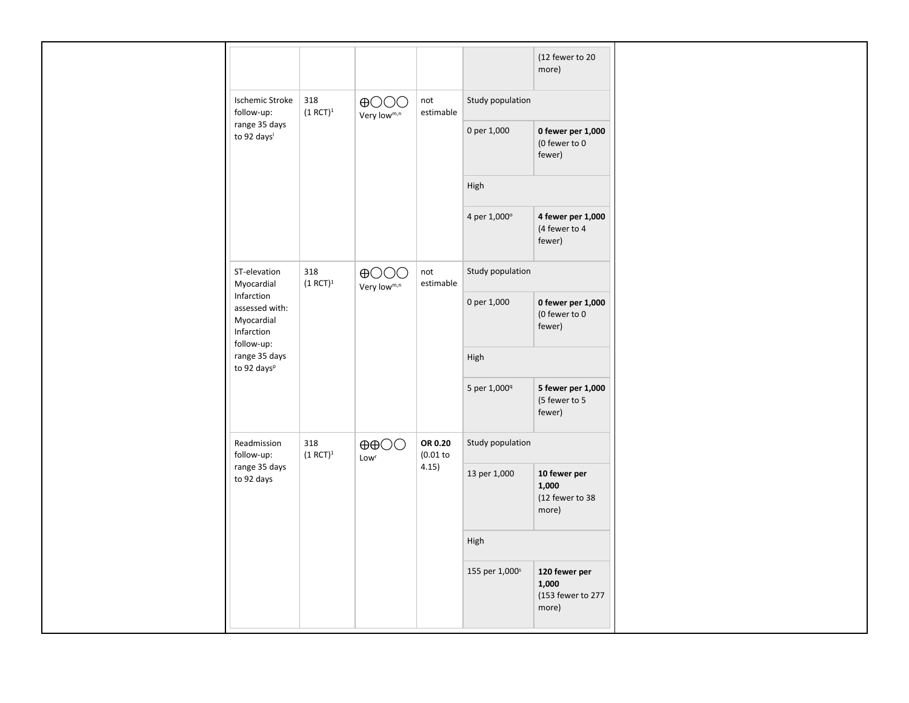| Outcomes | № of participants (studies) | Certainty of the evidence (GRADE) | Relative effect (95% CI) | Risk with control | Risk difference |
|---|---|---|---|---|---|
| | | | | | (12 fewer to 20 more) |
| Ischemic Stroke follow-up: range 35 days to 92 days[l] | 318 (1 RCT)[1] | ⊕◯◯◯ Very low[m,n] | not estimable | Study population | |
| | | | | 0 per 1,000 | **0 fewer per 1,000** (0 fewer to 0 fewer) |
| | | | | High | |
| | | | | 4 per 1,000[o] | **4 fewer per 1,000** (4 fewer to 4 fewer) |
| ST-elevation Myocardial Infarction assessed with: Myocardial Infarction follow-up: range 35 days to 92 days[p] | 318 (1 RCT)[1] | ⊕◯◯◯ Very low[m,n] | not estimable | Study population | |
| | | | | 0 per 1,000 | **0 fewer per 1,000** (0 fewer to 0 fewer) |
| | | | | High | |
| | | | | 5 per 1,000[q] | **5 fewer per 1,000** (5 fewer to 5 fewer) |
| Readmission follow-up: range 35 days to 92 days | 318 (1 RCT)[1] | ⊕⊕◯◯ Low[r] | **OR 0.20** (0.01 to 4.15) | Study population | |
| | | | | 13 per 1,000 | **10 fewer per 1,000** (12 fewer to 38 more) |
| | | | | High | |
| | | | | 155 per 1,000[s] | **120 fewer per 1,000** (153 fewer to 277 more) |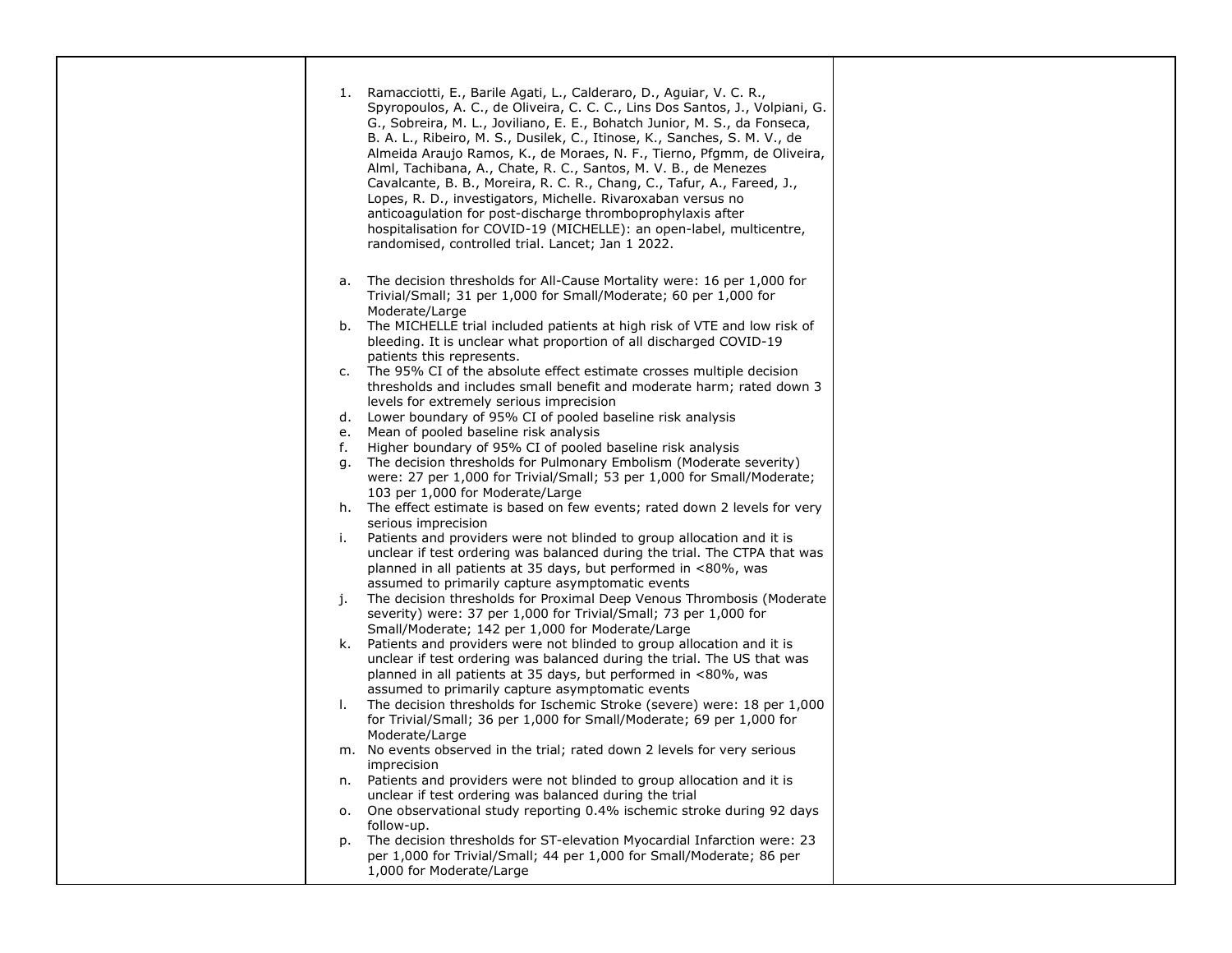1. Ramacciotti, E., Barile Agati, L., Calderaro, D., Aguiar, V. C. R., Spyropoulos, A. C., de Oliveira, C. C. C., Lins Dos Santos, J., Volpiani, G. G., Sobreira, M. L., Joviliano, E. E., Bohatch Junior, M. S., da Fonseca, B. A. L., Ribeiro, M. S., Dusilek, C., Itinose, K., Sanches, S. M. V., de Almeida Araujo Ramos, K., de Moraes, N. F., Tierno, Pfgmm, de Oliveira, Alml, Tachibana, A., Chate, R. C., Santos, M. V. B., de Menezes Cavalcante, B. B., Moreira, R. C. R., Chang, C., Tafur, A., Fareed, J., Lopes, R. D., investigators, Michelle. Rivaroxaban versus no anticoagulation for post-discharge thromboprophylaxis after hospitalisation for COVID-19 (MICHELLE): an open-label, multicentre, randomised, controlled trial. Lancet; Jan 1 2022.

a. The decision thresholds for All-Cause Mortality were: 16 per 1,000 for Trivial/Small; 31 per 1,000 for Small/Moderate; 60 per 1,000 for Moderate/Large
b. The MICHELLE trial included patients at high risk of VTE and low risk of bleeding. It is unclear what proportion of all discharged COVID-19 patients this represents.
c. The 95% CI of the absolute effect estimate crosses multiple decision thresholds and includes small benefit and moderate harm; rated down 3 levels for extremely serious imprecision
d. Lower boundary of 95% CI of pooled baseline risk analysis
e. Mean of pooled baseline risk analysis
f. Higher boundary of 95% CI of pooled baseline risk analysis
g. The decision thresholds for Pulmonary Embolism (Moderate severity) were: 27 per 1,000 for Trivial/Small; 53 per 1,000 for Small/Moderate; 103 per 1,000 for Moderate/Large
h. The effect estimate is based on few events; rated down 2 levels for very serious imprecision
i. Patients and providers were not blinded to group allocation and it is unclear if test ordering was balanced during the trial. The CTPA that was planned in all patients at 35 days, but performed in <80%, was assumed to primarily capture asymptomatic events
j. The decision thresholds for Proximal Deep Venous Thrombosis (Moderate severity) were: 37 per 1,000 for Trivial/Small; 73 per 1,000 for Small/Moderate; 142 per 1,000 for Moderate/Large
k. Patients and providers were not blinded to group allocation and it is unclear if test ordering was balanced during the trial. The US that was planned in all patients at 35 days, but performed in <80%, was assumed to primarily capture asymptomatic events
l. The decision thresholds for Ischemic Stroke (severe) were: 18 per 1,000 for Trivial/Small; 36 per 1,000 for Small/Moderate; 69 per 1,000 for Moderate/Large
m. No events observed in the trial; rated down 2 levels for very serious imprecision
n. Patients and providers were not blinded to group allocation and it is unclear if test ordering was balanced during the trial
o. One observational study reporting 0.4% ischemic stroke during 92 days follow-up.
p. The decision thresholds for ST-elevation Myocardial Infarction were: 23 per 1,000 for Trivial/Small; 44 per 1,000 for Small/Moderate; 86 per 1,000 for Moderate/Large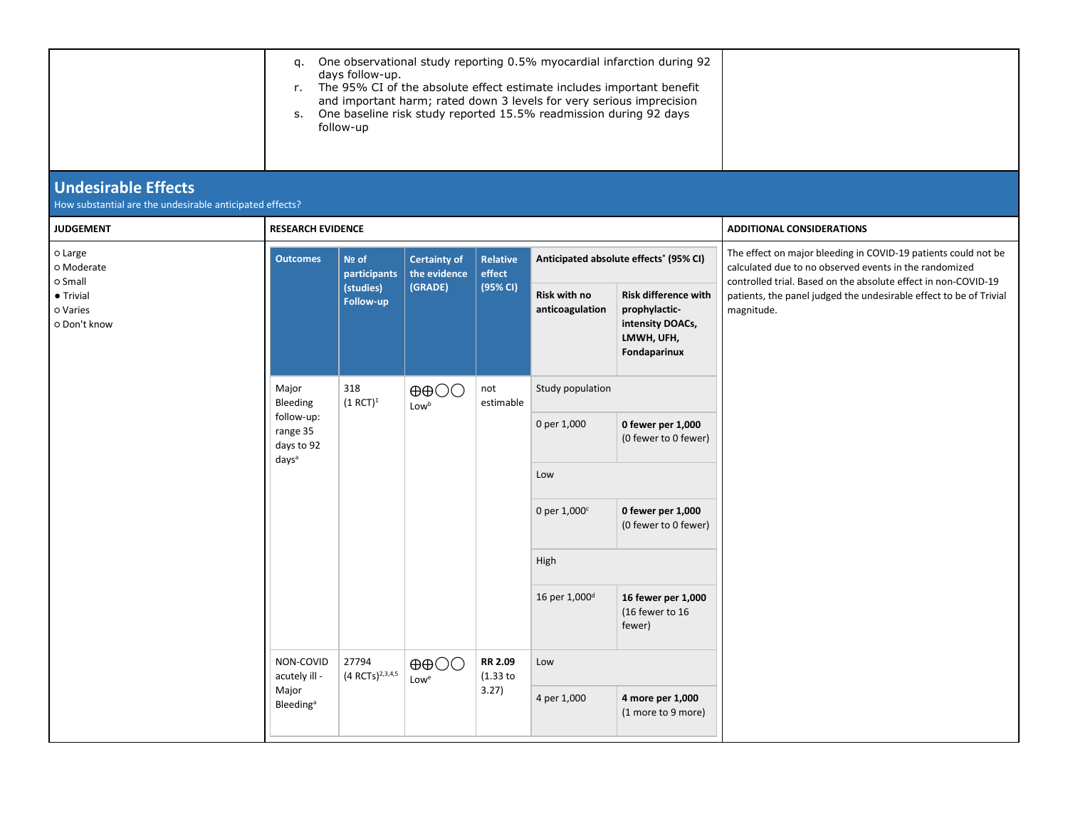q. One observational study reporting 0.5% myocardial infarction during 92 days follow-up.
r. The 95% CI of the absolute effect estimate includes important benefit and important harm; rated down 3 levels for very serious imprecision
s. One baseline risk study reported 15.5% readmission during 92 days follow-up

## Undesirable Effects

How substantial are the undesirable anticipated effects?

**JUDGEMENT**

- ○ Large
- ○ Moderate
- ○ Small
- ● Trivial
- ○ Varies
- ○ Don't know

**RESEARCH EVIDENCE**

| Outcomes | № of participants (studies) Follow-up | Certainty of the evidence (GRADE) | Relative effect (95% CI) | Anticipated absolute effects* (95% CI) | |
|---|---|---|---|---|---|
| | | | | Risk with no anticoagulation | Risk difference with prophylactic-intensity DOACs, LMWH, UFH, Fondaparinux |
| Major Bleeding follow-up: range 35 days to 92 days[a] | 318 (1 RCT)[1] | ⊕⊕◯◯ Low[b] | not estimable | Study population | |
| | | | | 0 per 1,000 | **0 fewer per 1,000** (0 fewer to 0 fewer) |
| | | | | Low | |
| | | | | 0 per 1,000[c] | **0 fewer per 1,000** (0 fewer to 0 fewer) |
| | | | | High | |
| | | | | 16 per 1,000[d] | **16 fewer per 1,000** (16 fewer to 16 fewer) |
| NON-COVID acutely ill - Major Bleeding[a] | 27794 (4 RCTs)[2,3,4,5] | ⊕⊕◯◯ Low[e] | **RR 2.09** (1.33 to 3.27) | Low | |
| | | | | 4 per 1,000 | **4 more per 1,000** (1 more to 9 more) |

**ADDITIONAL CONSIDERATIONS**

The effect on major bleeding in COVID-19 patients could not be calculated due to no observed events in the randomized controlled trial. Based on the absolute effect in non-COVID-19 patients, the panel judged the undesirable effect to be of Trivial magnitude.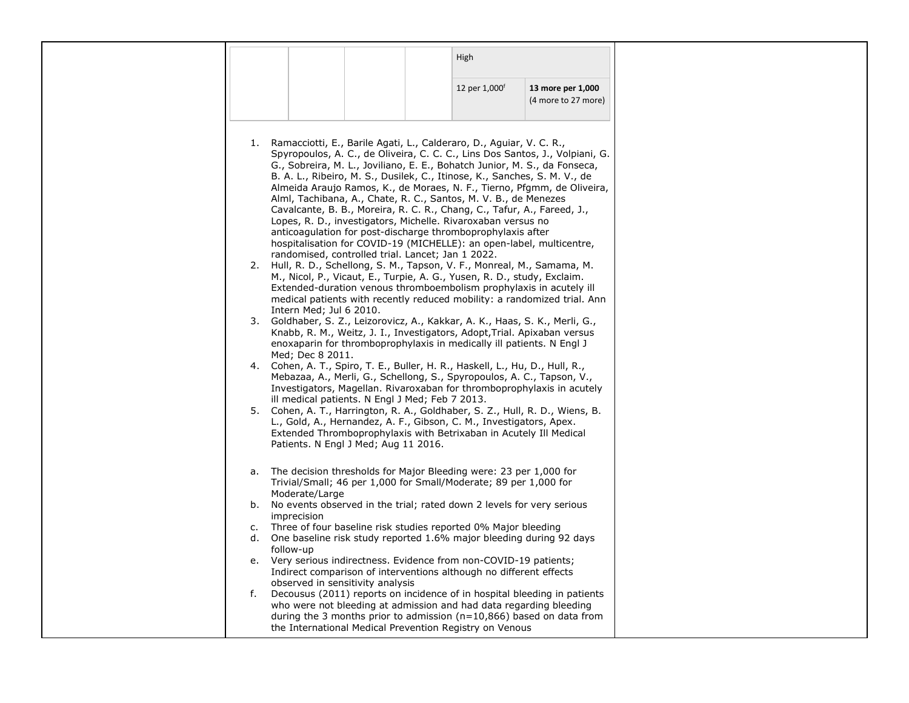| | | | | High | |
|---|---|---|---|---|---|
| | | | | 12 per 1,000[f] | **13 more per 1,000** (4 more to 27 more) |

1. Ramacciotti, E., Barile Agati, L., Calderaro, D., Aguiar, V. C. R., Spyropoulos, A. C., de Oliveira, C. C. C., Lins Dos Santos, J., Volpiani, G. G., Sobreira, M. L., Joviliano, E. E., Bohatch Junior, M. S., da Fonseca, B. A. L., Ribeiro, M. S., Dusilek, C., Itinose, K., Sanches, S. M. V., de Almeida Araujo Ramos, K., de Moraes, N. F., Tierno, Pfgmm, de Oliveira, Alml, Tachibana, A., Chate, R. C., Santos, M. V. B., de Menezes Cavalcante, B. B., Moreira, R. C. R., Chang, C., Tafur, A., Fareed, J., Lopes, R. D., investigators, Michelle. Rivaroxaban versus no anticoagulation for post-discharge thromboprophylaxis after hospitalisation for COVID-19 (MICHELLE): an open-label, multicentre, randomised, controlled trial. Lancet; Jan 1 2022.
2. Hull, R. D., Schellong, S. M., Tapson, V. F., Monreal, M., Samama, M. M., Nicol, P., Vicaut, E., Turpie, A. G., Yusen, R. D., study, Exclaim. Extended-duration venous thromboembolism prophylaxis in acutely ill medical patients with recently reduced mobility: a randomized trial. Ann Intern Med; Jul 6 2010.
3. Goldhaber, S. Z., Leizorovicz, A., Kakkar, A. K., Haas, S. K., Merli, G., Knabb, R. M., Weitz, J. I., Investigators, Adopt,Trial. Apixaban versus enoxaparin for thromboprophylaxis in medically ill patients. N Engl J Med; Dec 8 2011.
4. Cohen, A. T., Spiro, T. E., Buller, H. R., Haskell, L., Hu, D., Hull, R., Mebazaa, A., Merli, G., Schellong, S., Spyropoulos, A. C., Tapson, V., Investigators, Magellan. Rivaroxaban for thromboprophylaxis in acutely ill medical patients. N Engl J Med; Feb 7 2013.
5. Cohen, A. T., Harrington, R. A., Goldhaber, S. Z., Hull, R. D., Wiens, B. L., Gold, A., Hernandez, A. F., Gibson, C. M., Investigators, Apex. Extended Thromboprophylaxis with Betrixaban in Acutely Ill Medical Patients. N Engl J Med; Aug 11 2016.

a. The decision thresholds for Major Bleeding were: 23 per 1,000 for Trivial/Small; 46 per 1,000 for Small/Moderate; 89 per 1,000 for Moderate/Large
b. No events observed in the trial; rated down 2 levels for very serious imprecision
c. Three of four baseline risk studies reported 0% Major bleeding
d. One baseline risk study reported 1.6% major bleeding during 92 days follow-up
e. Very serious indirectness. Evidence from non-COVID-19 patients; Indirect comparison of interventions although no different effects observed in sensitivity analysis
f. Decousus (2011) reports on incidence of in hospital bleeding in patients who were not bleeding at admission and had data regarding bleeding during the 3 months prior to admission (n=10,866) based on data from the International Medical Prevention Registry on Venous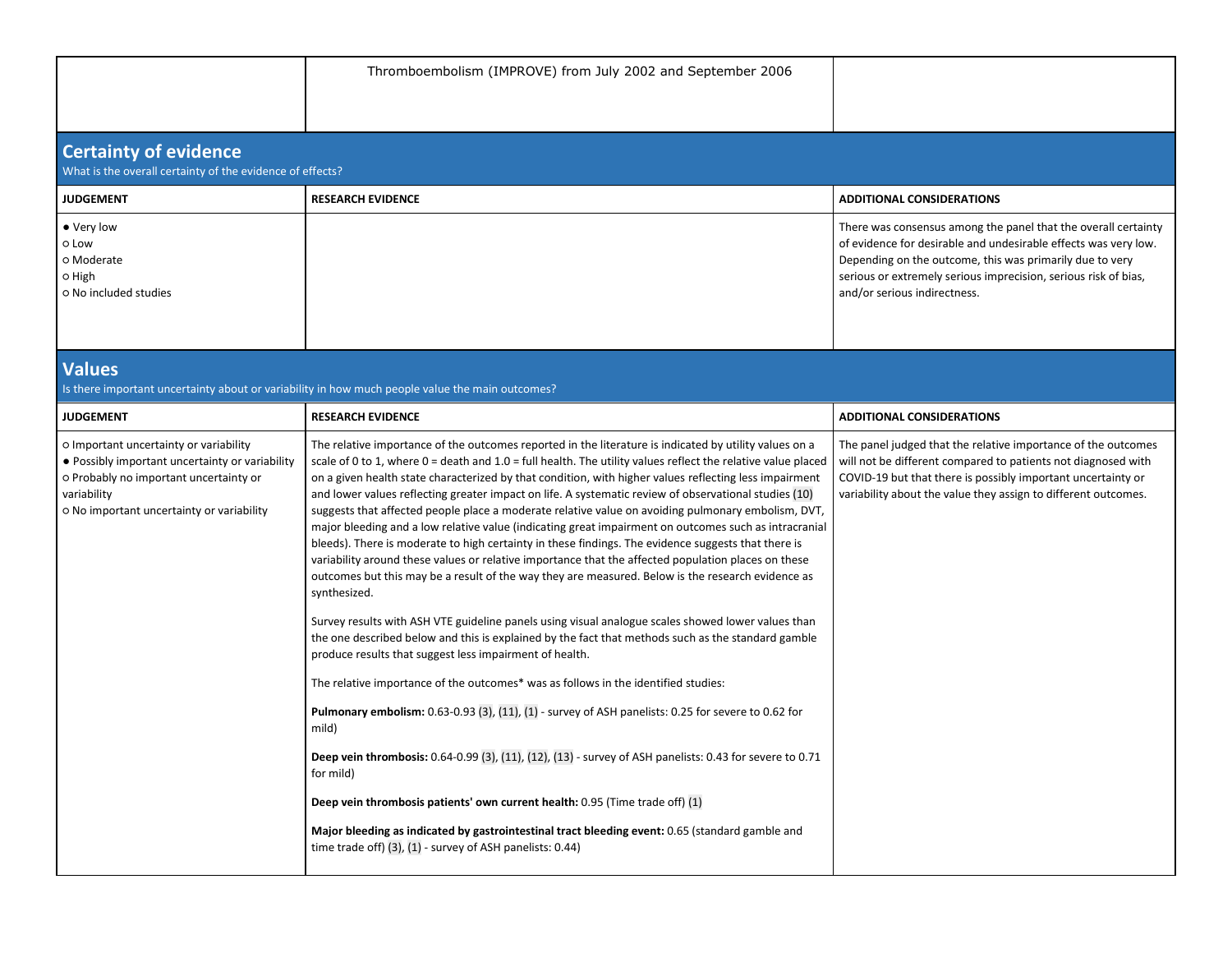| | Thromboembolism (IMPROVE) from July 2002 and September 2006 | |
|---|---|---|

## Certainty of evidence

What is the overall certainty of the evidence of effects?

| JUDGEMENT | RESEARCH EVIDENCE | ADDITIONAL CONSIDERATIONS |
|---|---|---|
| ● Very low<br>○ Low<br>○ Moderate<br>○ High<br>○ No included studies | | There was consensus among the panel that the overall certainty of evidence for desirable and undesirable effects was very low. Depending on the outcome, this was primarily due to very serious or extremely serious imprecision, serious risk of bias, and/or serious indirectness. |

## Values

Is there important uncertainty about or variability in how much people value the main outcomes?

| JUDGEMENT | RESEARCH EVIDENCE | ADDITIONAL CONSIDERATIONS |
|---|---|---|
| ○ Important uncertainty or variability<br>● Possibly important uncertainty or variability<br>○ Probably no important uncertainty or variability<br>○ No important uncertainty or variability | The relative importance of the outcomes reported in the literature is indicated by utility values on a scale of 0 to 1, where 0 = death and 1.0 = full health. The utility values reflect the relative value placed on a given health state characterized by that condition, with higher values reflecting less impairment and lower values reflecting greater impact on life. A systematic review of observational studies (10) suggests that affected people place a moderate relative value on avoiding pulmonary embolism, DVT, major bleeding and a low relative value (indicating great impairment on outcomes such as intracranial bleeds). There is moderate to high certainty in these findings. The evidence suggests that there is variability around these values or relative importance that the affected population places on these outcomes but this may be a result of the way they are measured. Below is the research evidence as synthesized.<br><br>Survey results with ASH VTE guideline panels using visual analogue scales showed lower values than the one described below and this is explained by the fact that methods such as the standard gamble produce results that suggest less impairment of health.<br><br>The relative importance of the outcomes* was as follows in the identified studies:<br><br>**Pulmonary embolism:** 0.63-0.93 (3), (11), (1) - survey of ASH panelists: 0.25 for severe to 0.62 for mild)<br><br>**Deep vein thrombosis:** 0.64-0.99 (3), (11), (12), (13) - survey of ASH panelists: 0.43 for severe to 0.71 for mild)<br><br>**Deep vein thrombosis patients' own current health:** 0.95 (Time trade off) (1)<br><br>**Major bleeding as indicated by gastrointestinal tract bleeding event:** 0.65 (standard gamble and time trade off) (3), (1) - survey of ASH panelists: 0.44) | The panel judged that the relative importance of the outcomes will not be different compared to patients not diagnosed with COVID-19 but that there is possibly important uncertainty or variability about the value they assign to different outcomes. |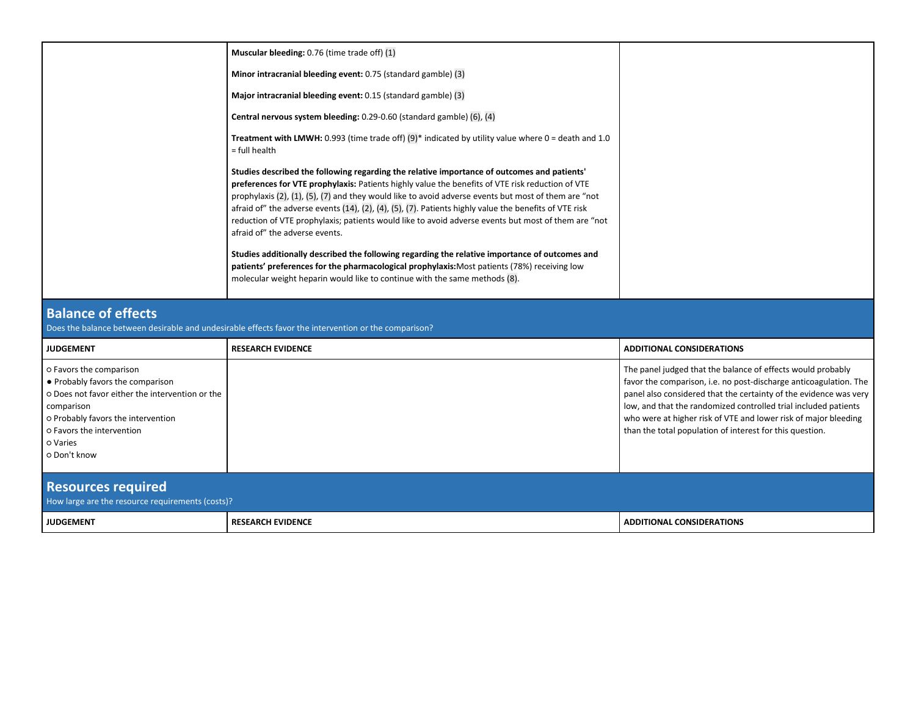| | | |
|---|---|---|
| | **Muscular bleeding:** 0.76 (time trade off) (1)<br><br>**Minor intracranial bleeding event:** 0.75 (standard gamble) (3)<br><br>**Major intracranial bleeding event:** 0.15 (standard gamble) (3)<br><br>**Central nervous system bleeding:** 0.29-0.60 (standard gamble) (6), (4)<br><br>**Treatment with LMWH:** 0.993 (time trade off) (9)* indicated by utility value where 0 = death and 1.0 = full health<br><br>**Studies described the following regarding the relative importance of outcomes and patients' preferences for VTE prophylaxis:** Patients highly value the benefits of VTE risk reduction of VTE prophylaxis (2), (1), (5), (7) and they would like to avoid adverse events but most of them are "not afraid of" the adverse events (14), (2), (4), (5), (7). Patients highly value the benefits of VTE risk reduction of VTE prophylaxis; patients would like to avoid adverse events but most of them are "not afraid of" the adverse events.<br><br>**Studies additionally described the following regarding the relative importance of outcomes and patients' preferences for the pharmacological prophylaxis:**Most patients (78%) receiving low molecular weight heparin would like to continue with the same methods (8). | |

## Balance of effects

Does the balance between desirable and undesirable effects favor the intervention or the comparison?

| JUDGEMENT | RESEARCH EVIDENCE | ADDITIONAL CONSIDERATIONS |
|---|---|---|
| ○ Favors the comparison<br>● Probably favors the comparison<br>○ Does not favor either the intervention or the comparison<br>○ Probably favors the intervention<br>○ Favors the intervention<br>○ Varies<br>○ Don't know | | The panel judged that the balance of effects would probably favor the comparison, i.e. no post-discharge anticoagulation. The panel also considered that the certainty of the evidence was very low, and that the randomized controlled trial included patients who were at higher risk of VTE and lower risk of major bleeding than the total population of interest for this question. |

## Resources required

How large are the resource requirements (costs)?

| JUDGEMENT | RESEARCH EVIDENCE | ADDITIONAL CONSIDERATIONS |
|---|---|---|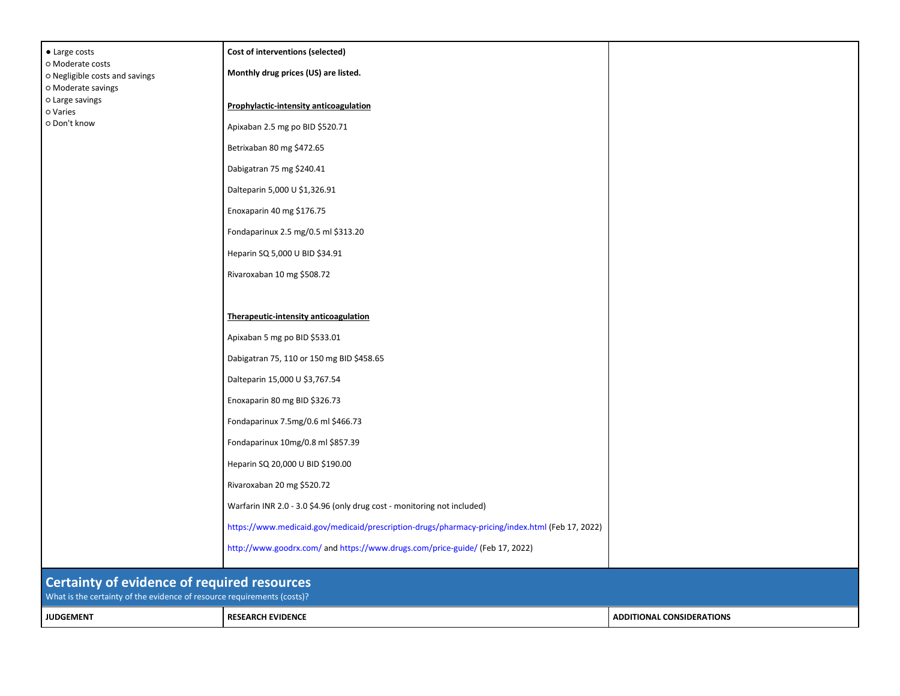| | | |
|---|---|---|
| ● Large costs<br>○ Moderate costs<br>○ Negligible costs and savings<br>○ Moderate savings<br>○ Large savings<br>○ Varies<br>○ Don't know | **Cost of interventions (selected)**<br><br>**Monthly drug prices (US) are listed.**<br><br>**<u>Prophylactic-intensity anticoagulation</u>**<br><br>Apixaban 2.5 mg po BID $520.71<br><br>Betrixaban 80 mg $472.65<br><br>Dabigatran 75 mg $240.41<br><br>Dalteparin 5,000 U $1,326.91<br><br>Enoxaparin 40 mg $176.75<br><br>Fondaparinux 2.5 mg/0.5 ml $313.20<br><br>Heparin SQ 5,000 U BID $34.91<br><br>Rivaroxaban 10 mg $508.72<br><br>**<u>Therapeutic-intensity anticoagulation</u>**<br><br>Apixaban 5 mg po BID $533.01<br><br>Dabigatran 75, 110 or 150 mg BID $458.65<br><br>Dalteparin 15,000 U $3,767.54<br><br>Enoxaparin 80 mg BID $326.73<br><br>Fondaparinux 7.5mg/0.6 ml $466.73<br><br>Fondaparinux 10mg/0.8 ml $857.39<br><br>Heparin SQ 20,000 U BID $190.00<br><br>Rivaroxaban 20 mg $520.72<br><br>Warfarin INR 2.0 - 3.0 $4.96 (only drug cost - monitoring not included)<br><br>https://www.medicaid.gov/medicaid/prescription-drugs/pharmacy-pricing/index.html (Feb 17, 2022)<br><br>http://www.goodrx.com/ and https://www.drugs.com/price-guide/ (Feb 17, 2022) | |

## Certainty of evidence of required resources

What is the certainty of the evidence of resource requirements (costs)?

| JUDGEMENT | RESEARCH EVIDENCE | ADDITIONAL CONSIDERATIONS |
|---|---|---|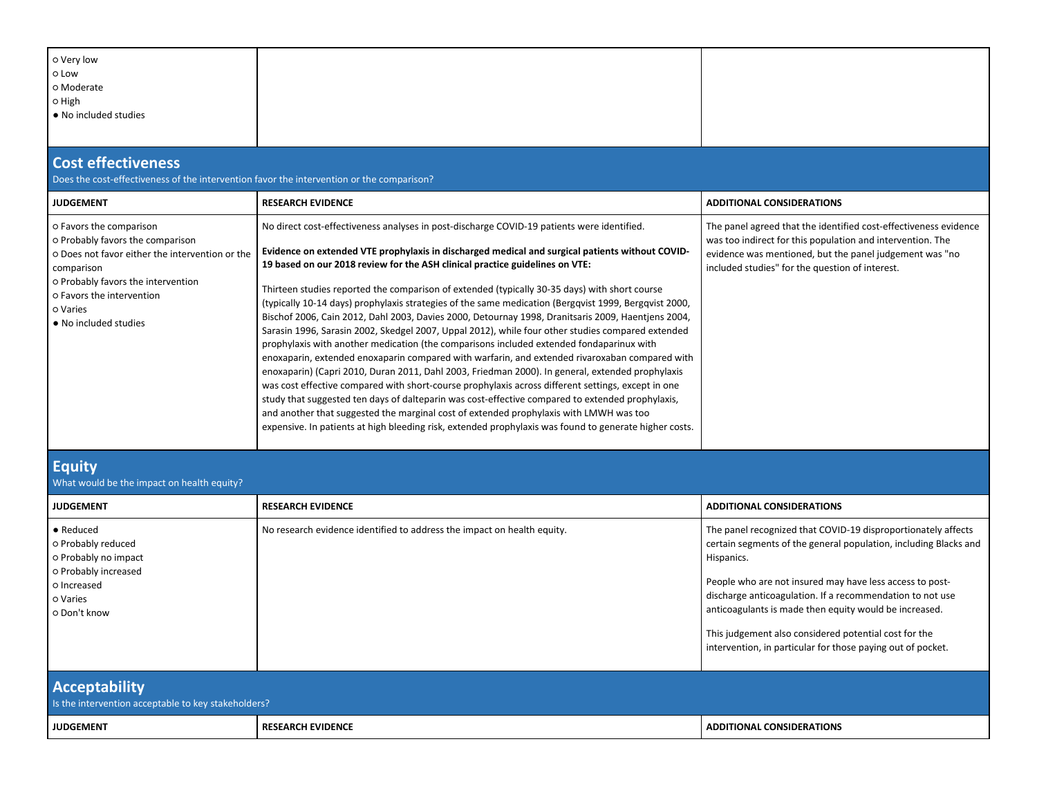| | | |
|---|---|---|
| ○ Very low<br>○ Low<br>○ Moderate<br>○ High<br>● No included studies | | |

## Cost effectiveness

Does the cost-effectiveness of the intervention favor the intervention or the comparison?

| JUDGEMENT | RESEARCH EVIDENCE | ADDITIONAL CONSIDERATIONS |
|---|---|---|
| ○ Favors the comparison<br>○ Probably favors the comparison<br>○ Does not favor either the intervention or the comparison<br>○ Probably favors the intervention<br>○ Favors the intervention<br>○ Varies<br>● No included studies | No direct cost-effectiveness analyses in post-discharge COVID-19 patients were identified.<br><br>**Evidence on extended VTE prophylaxis in discharged medical and surgical patients without COVID-19 based on our 2018 review for the ASH clinical practice guidelines on VTE:**<br><br>Thirteen studies reported the comparison of extended (typically 30-35 days) with short course (typically 10-14 days) prophylaxis strategies of the same medication (Bergqvist 1999, Bergqvist 2000, Bischof 2006, Cain 2012, Dahl 2003, Davies 2000, Detournay 1998, Dranitsaris 2009, Haentjens 2004, Sarasin 1996, Sarasin 2002, Skedgel 2007, Uppal 2012), while four other studies compared extended prophylaxis with another medication (the comparisons included extended fondaparinux with enoxaparin, extended enoxaparin compared with warfarin, and extended rivaroxaban compared with enoxaparin) (Capri 2010, Duran 2011, Dahl 2003, Friedman 2000). In general, extended prophylaxis was cost effective compared with short-course prophylaxis across different settings, except in one study that suggested ten days of dalteparin was cost-effective compared to extended prophylaxis, and another that suggested the marginal cost of extended prophylaxis with LMWH was too expensive. In patients at high bleeding risk, extended prophylaxis was found to generate higher costs. | The panel agreed that the identified cost-effectiveness evidence was too indirect for this population and intervention. The evidence was mentioned, but the panel judgement was "no included studies" for the question of interest. |

## Equity

What would be the impact on health equity?

| JUDGEMENT | RESEARCH EVIDENCE | ADDITIONAL CONSIDERATIONS |
|---|---|---|
| ● Reduced<br>○ Probably reduced<br>○ Probably no impact<br>○ Probably increased<br>○ Increased<br>○ Varies<br>○ Don't know | No research evidence identified to address the impact on health equity. | The panel recognized that COVID-19 disproportionately affects certain segments of the general population, including Blacks and Hispanics.<br><br>People who are not insured may have less access to post-discharge anticoagulation. If a recommendation to not use anticoagulants is made then equity would be increased.<br><br>This judgement also considered potential cost for the intervention, in particular for those paying out of pocket. |

## Acceptability

Is the intervention acceptable to key stakeholders?

| JUDGEMENT | RESEARCH EVIDENCE | ADDITIONAL CONSIDERATIONS |
|---|---|---|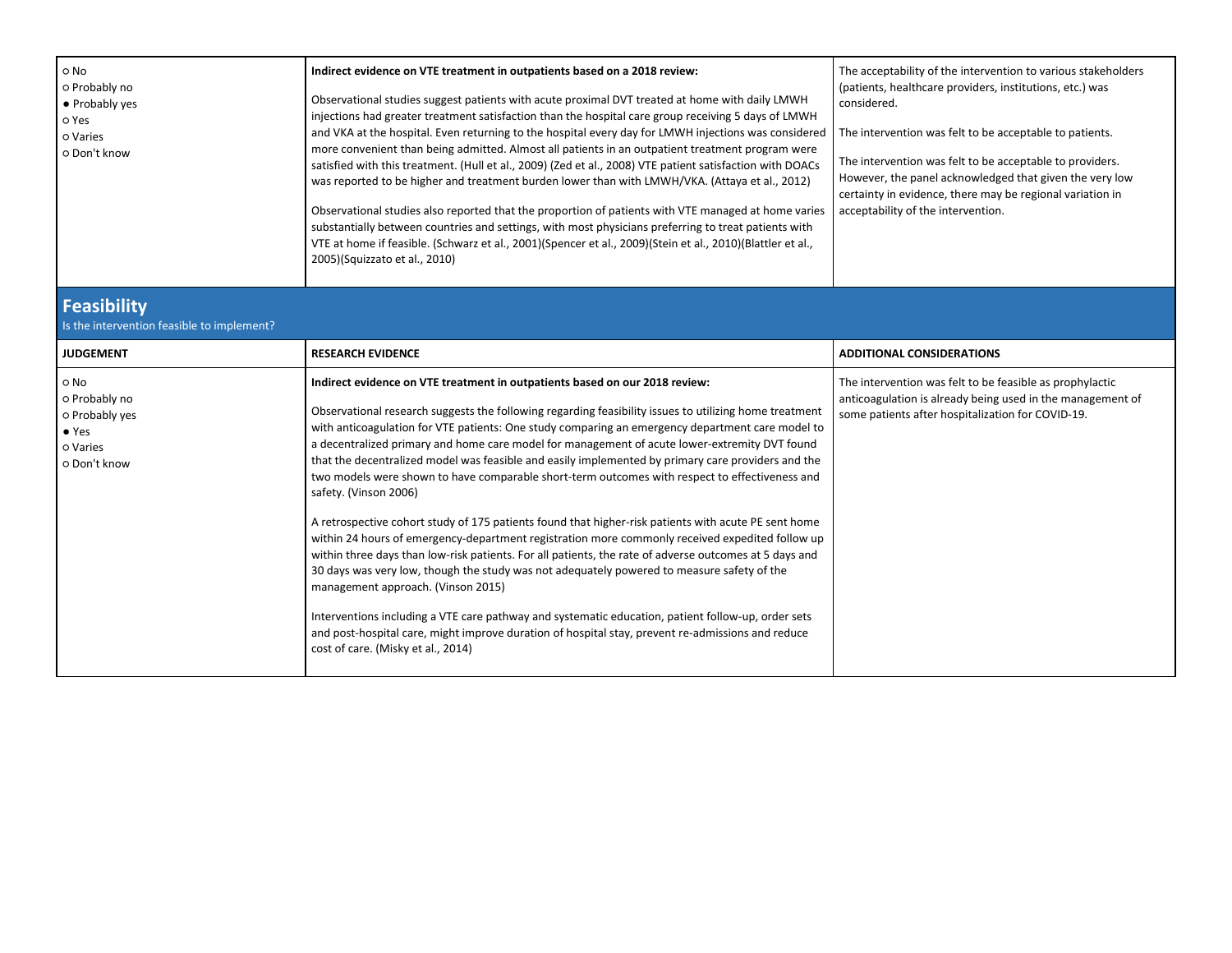| | | |
|---|---|---|
| ○ No<br>○ Probably no<br>● Probably yes<br>○ Yes<br>○ Varies<br>○ Don't know | **Indirect evidence on VTE treatment in outpatients based on a 2018 review:**<br><br>Observational studies suggest patients with acute proximal DVT treated at home with daily LMWH injections had greater treatment satisfaction than the hospital care group receiving 5 days of LMWH and VKA at the hospital. Even returning to the hospital every day for LMWH injections was considered more convenient than being admitted. Almost all patients in an outpatient treatment program were satisfied with this treatment. (Hull et al., 2009) (Zed et al., 2008) VTE patient satisfaction with DOACs was reported to be higher and treatment burden lower than with LMWH/VKA. (Attaya et al., 2012)<br><br>Observational studies also reported that the proportion of patients with VTE managed at home varies substantially between countries and settings, with most physicians preferring to treat patients with VTE at home if feasible. (Schwarz et al., 2001)(Spencer et al., 2009)(Stein et al., 2010)(Blattler et al., 2005)(Squizzato et al., 2010) | The acceptability of the intervention to various stakeholders (patients, healthcare providers, institutions, etc.) was considered.<br><br>The intervention was felt to be acceptable to patients.<br><br>The intervention was felt to be acceptable to providers. However, the panel acknowledged that given the very low certainty in evidence, there may be regional variation in acceptability of the intervention. |

## Feasibility

Is the intervention feasible to implement?

| JUDGEMENT | RESEARCH EVIDENCE | ADDITIONAL CONSIDERATIONS |
|---|---|---|
| ○ No<br>○ Probably no<br>○ Probably yes<br>● Yes<br>○ Varies<br>○ Don't know | **Indirect evidence on VTE treatment in outpatients based on our 2018 review:**<br><br>Observational research suggests the following regarding feasibility issues to utilizing home treatment with anticoagulation for VTE patients: One study comparing an emergency department care model to a decentralized primary and home care model for management of acute lower-extremity DVT found that the decentralized model was feasible and easily implemented by primary care providers and the two models were shown to have comparable short-term outcomes with respect to effectiveness and safety. (Vinson 2006)<br><br>A retrospective cohort study of 175 patients found that higher-risk patients with acute PE sent home within 24 hours of emergency-department registration more commonly received expedited follow up within three days than low-risk patients. For all patients, the rate of adverse outcomes at 5 days and 30 days was very low, though the study was not adequately powered to measure safety of the management approach. (Vinson 2015)<br><br>Interventions including a VTE care pathway and systematic education, patient follow-up, order sets and post-hospital care, might improve duration of hospital stay, prevent re-admissions and reduce cost of care. (Misky et al., 2014) | The intervention was felt to be feasible as prophylactic anticoagulation is already being used in the management of some patients after hospitalization for COVID-19. |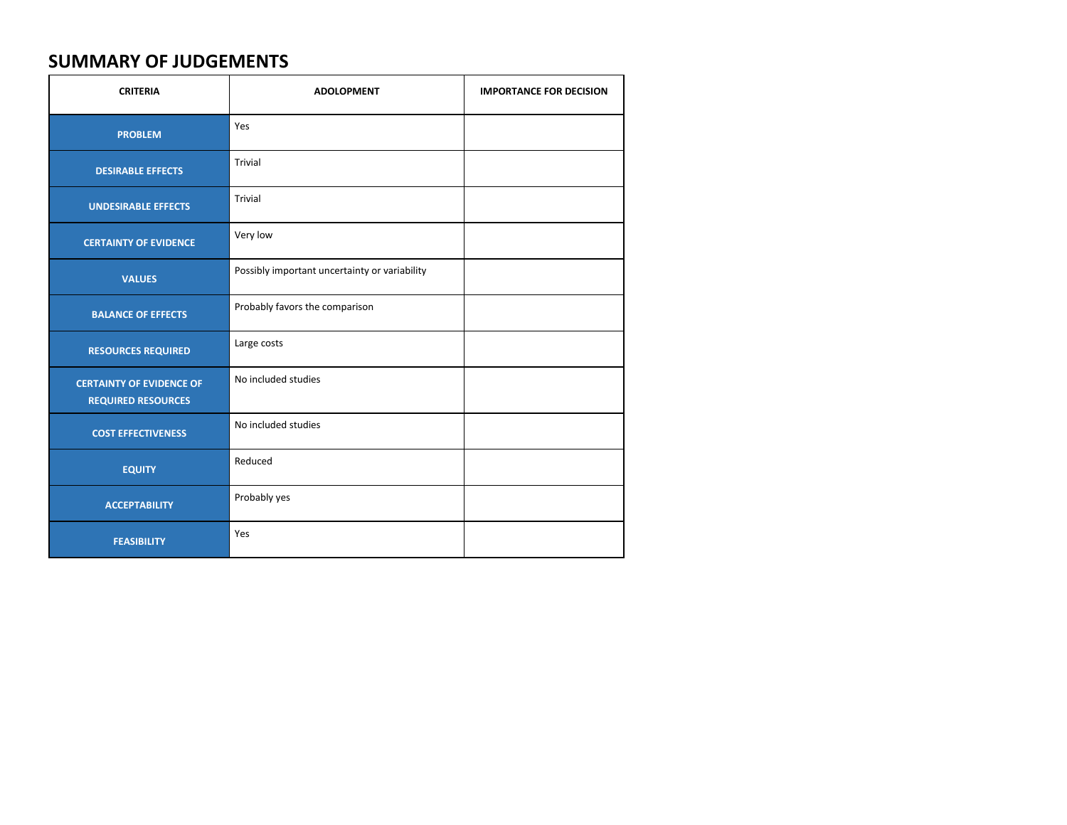## SUMMARY OF JUDGEMENTS

| CRITERIA | ADOLOPMENT | IMPORTANCE FOR DECISION |
|---|---|---|
| PROBLEM | Yes | |
| DESIRABLE EFFECTS | Trivial | |
| UNDESIRABLE EFFECTS | Trivial | |
| CERTAINTY OF EVIDENCE | Very low | |
| VALUES | Possibly important uncertainty or variability | |
| BALANCE OF EFFECTS | Probably favors the comparison | |
| RESOURCES REQUIRED | Large costs | |
| CERTAINTY OF EVIDENCE OF REQUIRED RESOURCES | No included studies | |
| COST EFFECTIVENESS | No included studies | |
| EQUITY | Reduced | |
| ACCEPTABILITY | Probably yes | |
| FEASIBILITY | Yes | |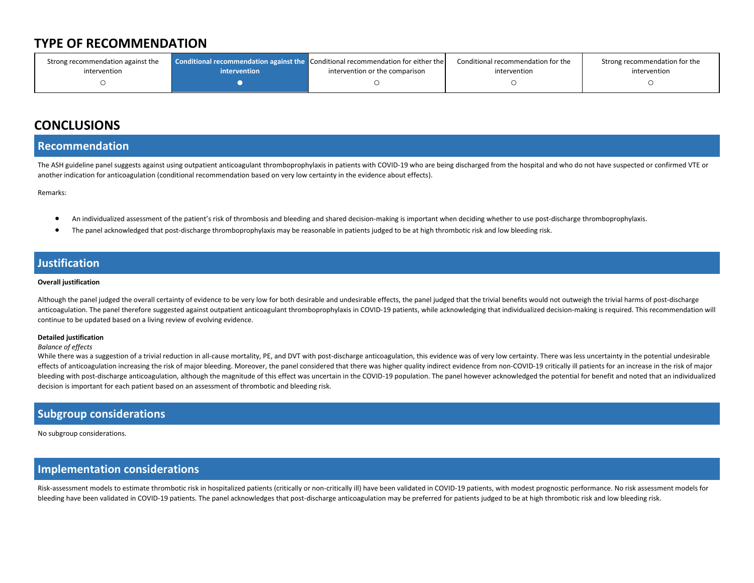## TYPE OF RECOMMENDATION

| Strong recommendation against the intervention | **Conditional recommendation against the intervention** | Conditional recommendation for either the intervention or the comparison | Conditional recommendation for the intervention | Strong recommendation for the intervention |
|---|---|---|---|---|
| ○ | ● | ○ | ○ | ○ |

## CONCLUSIONS

### Recommendation

The ASH guideline panel suggests against using outpatient anticoagulant thromboprophylaxis in patients with COVID-19 who are being discharged from the hospital and who do not have suspected or confirmed VTE or another indication for anticoagulation (conditional recommendation based on very low certainty in the evidence about effects).

Remarks:

- An individualized assessment of the patient's risk of thrombosis and bleeding and shared decision-making is important when deciding whether to use post-discharge thromboprophylaxis.
- The panel acknowledged that post-discharge thromboprophylaxis may be reasonable in patients judged to be at high thrombotic risk and low bleeding risk.

### Justification

**Overall justification**

Although the panel judged the overall certainty of evidence to be very low for both desirable and undesirable effects, the panel judged that the trivial benefits would not outweigh the trivial harms of post-discharge anticoagulation. The panel therefore suggested against outpatient anticoagulant thromboprophylaxis in COVID-19 patients, while acknowledging that individualized decision-making is required. This recommendation will continue to be updated based on a living review of evolving evidence.

**Detailed justification**

*Balance of effects*

While there was a suggestion of a trivial reduction in all-cause mortality, PE, and DVT with post-discharge anticoagulation, this evidence was of very low certainty. There was less uncertainty in the potential undesirable effects of anticoagulation increasing the risk of major bleeding. Moreover, the panel considered that there was higher quality indirect evidence from non-COVID-19 critically ill patients for an increase in the risk of major bleeding with post-discharge anticoagulation, although the magnitude of this effect was uncertain in the COVID-19 population. The panel however acknowledged the potential for benefit and noted that an individualized decision is important for each patient based on an assessment of thrombotic and bleeding risk.

### Subgroup considerations

No subgroup considerations.

### Implementation considerations

Risk-assessment models to estimate thrombotic risk in hospitalized patients (critically or non-critically ill) have been validated in COVID-19 patients, with modest prognostic performance. No risk assessment models for bleeding have been validated in COVID-19 patients. The panel acknowledges that post-discharge anticoagulation may be preferred for patients judged to be at high thrombotic risk and low bleeding risk.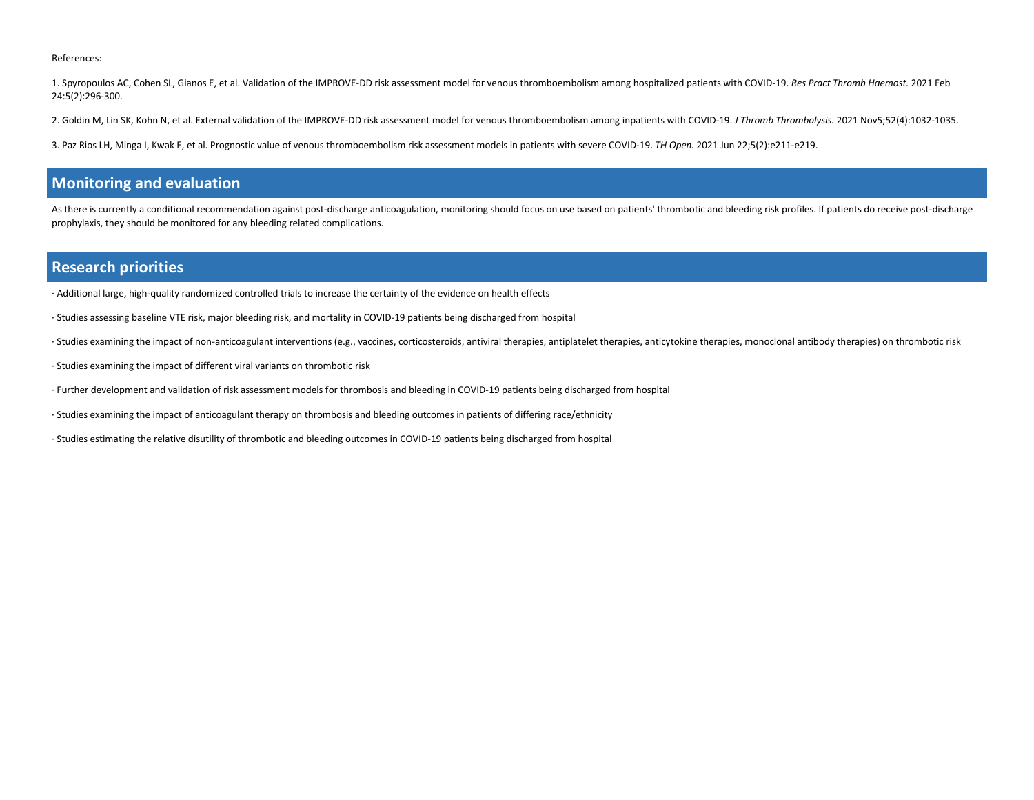References:

1. Spyropoulos AC, Cohen SL, Gianos E, et al. Validation of the IMPROVE-DD risk assessment model for venous thromboembolism among hospitalized patients with COVID-19. *Res Pract Thromb Haemost.* 2021 Feb 24:5(2):296-300.

2. Goldin M, Lin SK, Kohn N, et al. External validation of the IMPROVE-DD risk assessment model for venous thromboembolism among inpatients with COVID-19. *J Thromb Thrombolysis.* 2021 Nov5;52(4):1032-1035.

3. Paz Rios LH, Minga I, Kwak E, et al. Prognostic value of venous thromboembolism risk assessment models in patients with severe COVID-19. *TH Open.* 2021 Jun 22;5(2):e211-e219.

## Monitoring and evaluation

As there is currently a conditional recommendation against post-discharge anticoagulation, monitoring should focus on use based on patients' thrombotic and bleeding risk profiles. If patients do receive post-discharge prophylaxis, they should be monitored for any bleeding related complications.

## Research priorities

· Additional large, high-quality randomized controlled trials to increase the certainty of the evidence on health effects

· Studies assessing baseline VTE risk, major bleeding risk, and mortality in COVID-19 patients being discharged from hospital

· Studies examining the impact of non-anticoagulant interventions (e.g., vaccines, corticosteroids, antiviral therapies, antiplatelet therapies, anticytokine therapies, monoclonal antibody therapies) on thrombotic risk

· Studies examining the impact of different viral variants on thrombotic risk

· Further development and validation of risk assessment models for thrombosis and bleeding in COVID-19 patients being discharged from hospital

· Studies examining the impact of anticoagulant therapy on thrombosis and bleeding outcomes in patients of differing race/ethnicity

· Studies estimating the relative disutility of thrombotic and bleeding outcomes in COVID-19 patients being discharged from hospital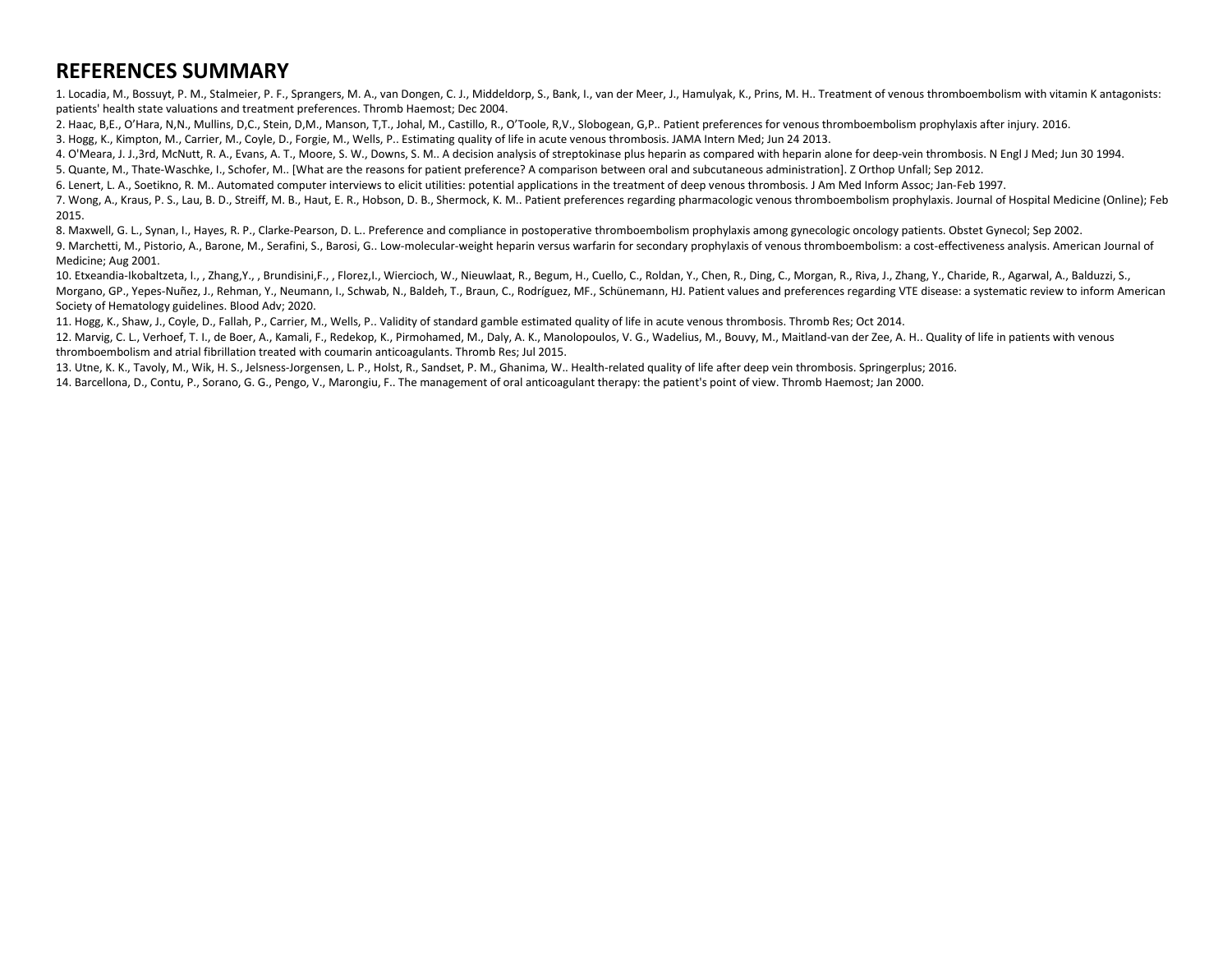# REFERENCES SUMMARY

1. Locadia, M., Bossuyt, P. M., Stalmeier, P. F., Sprangers, M. A., van Dongen, C. J., Middeldorp, S., Bank, I., van der Meer, J., Hamulyak, K., Prins, M. H.. Treatment of venous thromboembolism with vitamin K antagonists: patients' health state valuations and treatment preferences. Thromb Haemost; Dec 2004.
2. Haac, B,E., O'Hara, N,N., Mullins, D,C., Stein, D,M., Manson, T,T., Johal, M., Castillo, R., O'Toole, R,V., Slobogean, G,P.. Patient preferences for venous thromboembolism prophylaxis after injury. 2016.
3. Hogg, K., Kimpton, M., Carrier, M., Coyle, D., Forgie, M., Wells, P.. Estimating quality of life in acute venous thrombosis. JAMA Intern Med; Jun 24 2013.
4. O'Meara, J. J.,3rd, McNutt, R. A., Evans, A. T., Moore, S. W., Downs, S. M.. A decision analysis of streptokinase plus heparin as compared with heparin alone for deep-vein thrombosis. N Engl J Med; Jun 30 1994.
5. Quante, M., Thate-Waschke, I., Schofer, M.. [What are the reasons for patient preference? A comparison between oral and subcutaneous administration]. Z Orthop Unfall; Sep 2012.
6. Lenert, L. A., Soetikno, R. M.. Automated computer interviews to elicit utilities: potential applications in the treatment of deep venous thrombosis. J Am Med Inform Assoc; Jan-Feb 1997.
7. Wong, A., Kraus, P. S., Lau, B. D., Streiff, M. B., Haut, E. R., Hobson, D. B., Shermock, K. M.. Patient preferences regarding pharmacologic venous thromboembolism prophylaxis. Journal of Hospital Medicine (Online); Feb 2015.
8. Maxwell, G. L., Synan, I., Hayes, R. P., Clarke-Pearson, D. L.. Preference and compliance in postoperative thromboembolism prophylaxis among gynecologic oncology patients. Obstet Gynecol; Sep 2002.
9. Marchetti, M., Pistorio, A., Barone, M., Serafini, S., Barosi, G.. Low-molecular-weight heparin versus warfarin for secondary prophylaxis of venous thromboembolism: a cost-effectiveness analysis. American Journal of Medicine; Aug 2001.
10. Etxeandia-Ikobaltzeta, I., , Zhang,Y., , Brundisini,F., , Florez,I., Wiercioch, W., Nieuwlaat, R., Begum, H., Cuello, C., Roldan, Y., Chen, R., Ding, C., Morgan, R., Riva, J., Zhang, Y., Charide, R., Agarwal, A., Balduzzi, S., Morgano, GP., Yepes-Nuñez, J., Rehman, Y., Neumann, I., Schwab, N., Baldeh, T., Braun, C., Rodríguez, MF., Schünemann, HJ. Patient values and preferences regarding VTE disease: a systematic review to inform American Society of Hematology guidelines. Blood Adv; 2020.
11. Hogg, K., Shaw, J., Coyle, D., Fallah, P., Carrier, M., Wells, P.. Validity of standard gamble estimated quality of life in acute venous thrombosis. Thromb Res; Oct 2014.
12. Marvig, C. L., Verhoef, T. I., de Boer, A., Kamali, F., Redekop, K., Pirmohamed, M., Daly, A. K., Manolopoulos, V. G., Wadelius, M., Bouvy, M., Maitland-van der Zee, A. H.. Quality of life in patients with venous thromboembolism and atrial fibrillation treated with coumarin anticoagulants. Thromb Res; Jul 2015.
13. Utne, K. K., Tavoly, M., Wik, H. S., Jelsness-Jorgensen, L. P., Holst, R., Sandset, P. M., Ghanima, W.. Health-related quality of life after deep vein thrombosis. Springerplus; 2016.
14. Barcellona, D., Contu, P., Sorano, G. G., Pengo, V., Marongiu, F.. The management of oral anticoagulant therapy: the patient's point of view. Thromb Haemost; Jan 2000.